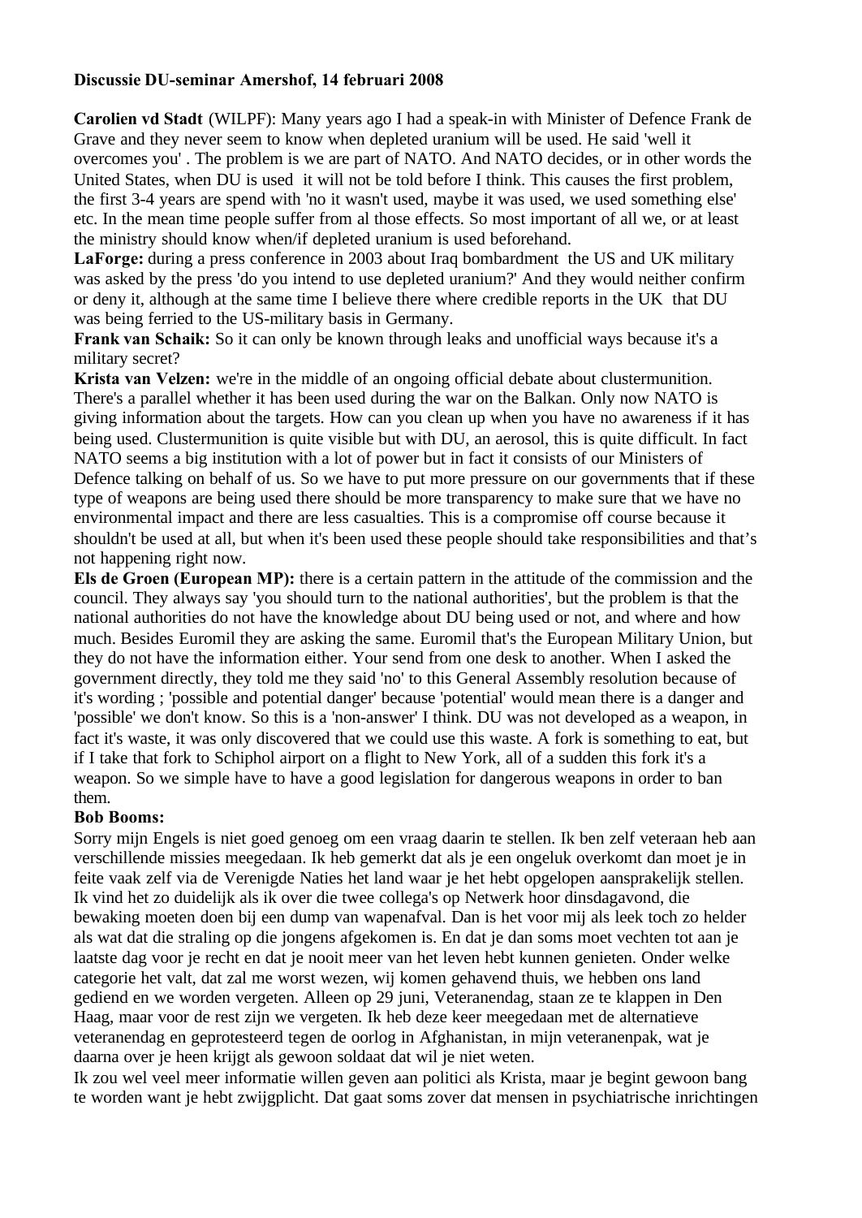**Discussie DU-seminar Amershof, 14 februari 2008**

**Carolien vd Stadt** (WILPF): Many years ago I had a speak-in with Minister of Defence Frank de Grave and they never seem to know when depleted uranium will be used. He said 'well it overcomes you' . The problem is we are part of NATO. And NATO decides, or in other words the United States, when DU is used it will not be told before I think. This causes the first problem, the first 3-4 years are spend with 'no it wasn't used, maybe it was used, we used something else' etc. In the mean time people suffer from al those effects. So most important of all we, or at least the ministry should know when/if depleted uranium is used beforehand.

**LaForge:** during a press conference in 2003 about Iraq bombardment the US and UK military was asked by the press 'do you intend to use depleted uranium?' And they would neither confirm or deny it, although at the same time I believe there where credible reports in the UK that DU was being ferried to the US-military basis in Germany.

**Frank van Schaik:** So it can only be known through leaks and unofficial ways because it's a military secret?

**Krista van Velzen:** we're in the middle of an ongoing official debate about clustermunition. There's a parallel whether it has been used during the war on the Balkan. Only now NATO is giving information about the targets. How can you clean up when you have no awareness if it has being used. Clustermunition is quite visible but with DU, an aerosol, this is quite difficult. In fact NATO seems a big institution with a lot of power but in fact it consists of our Ministers of Defence talking on behalf of us. So we have to put more pressure on our governments that if these type of weapons are being used there should be more transparency to make sure that we have no environmental impact and there are less casualties. This is a compromise off course because it shouldn't be used at all, but when it's been used these people should take responsibilities and that's not happening right now.

**Els de Groen (European MP):** there is a certain pattern in the attitude of the commission and the council. They always say 'you should turn to the national authorities', but the problem is that the national authorities do not have the knowledge about DU being used or not, and where and how much. Besides Euromil they are asking the same. Euromil that's the European Military Union, but they do not have the information either. Your send from one desk to another. When I asked the government directly, they told me they said 'no' to this General Assembly resolution because of it's wording ; 'possible and potential danger' because 'potential' would mean there is a danger and 'possible' we don't know. So this is a 'non-answer' I think. DU was not developed as a weapon, in fact it's waste, it was only discovered that we could use this waste. A fork is something to eat, but if I take that fork to Schiphol airport on a flight to New York, all of a sudden this fork it's a weapon. So we simple have to have a good legislation for dangerous weapons in order to ban them.

**Bob Booms:**

Sorry mijn Engels is niet goed genoeg om een vraag daarin te stellen. Ik ben zelf veteraan heb aan verschillende missies meegedaan. Ik heb gemerkt dat als je een ongeluk overkomt dan moet je in feite vaak zelf via de Verenigde Naties het land waar je het hebt opgelopen aansprakelijk stellen. Ik vind het zo duidelijk als ik over die twee collega's op Netwerk hoor dinsdagavond, die bewaking moeten doen bij een dump van wapenafval. Dan is het voor mij als leek toch zo helder als wat dat die straling op die jongens afgekomen is. En dat je dan soms moet vechten tot aan je laatste dag voor je recht en dat je nooit meer van het leven hebt kunnen genieten. Onder welke categorie het valt, dat zal me worst wezen, wij komen gehavend thuis, we hebben ons land gediend en we worden vergeten. Alleen op 29 juni, Veteranendag, staan ze te klappen in Den Haag, maar voor de rest zijn we vergeten. Ik heb deze keer meegedaan met de alternatieve veteranendag en geprotesteerd tegen de oorlog in Afghanistan, in mijn veteranenpak, wat je daarna over je heen krijgt als gewoon soldaat dat wil je niet weten.

Ik zou wel veel meer informatie willen geven aan politici als Krista, maar je begint gewoon bang te worden want je hebt zwijgplicht. Dat gaat soms zover dat mensen in psychiatrische inrichtingen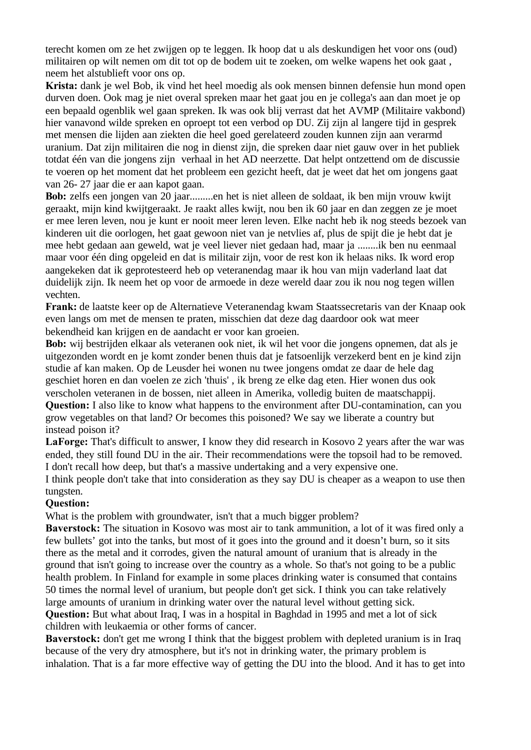terecht komen om ze het zwijgen op te leggen. Ik hoop dat u als deskundigen het voor ons (oud) militairen op wilt nemen om dit tot op de bodem uit te zoeken, om welke wapens het ook gaat , neem het alstublieft voor ons op.

**Krista:** dank je wel Bob, ik vind het heel moedig als ook mensen binnen defensie hun mond open durven doen. Ook mag je niet overal spreken maar het gaat jou en je collega's aan dan moet je op een bepaald ogenblik wel gaan spreken. Ik was ook blij verrast dat het AVMP (Militaire vakbond) hier vanavond wilde spreken en oproept tot een verbod op DU. Zij zijn al langere tijd in gesprek met mensen die lijden aan ziekten die heel goed gerelateerd zouden kunnen zijn aan verarmd uranium. Dat zijn militairen die nog in dienst zijn, die spreken daar niet gauw over in het publiek totdat één van die jongens zijn  verhaal in het AD neerzette. Dat helpt ontzettend om de discussie te voeren op het moment dat het probleem een gezicht heeft, dat je weet dat het om jongens gaat van 26- 27 jaar die er aan kapot gaan.

**Bob:** zelfs een jongen van 20 jaar.........en het is niet alleen de soldaat, ik ben mijn vrouw kwijt geraakt, mijn kind kwijtgeraakt. Je raakt alles kwijt, nou ben ik 60 jaar en dan zeggen ze je moet er mee leren leven, nou je kunt er nooit meer leren leven. Elke nacht heb ik nog steeds bezoek van kinderen uit die oorlogen, het gaat gewoon niet van je netvlies af, plus de spijt die je hebt dat je mee hebt gedaan aan geweld, wat je veel liever niet gedaan had, maar ja ........ik ben nu eenmaal maar voor één ding opgeleid en dat is militair zijn, voor de rest kon ik helaas niks. Ik word erop aangekeken dat ik geprotesteerd heb op veteranendag maar ik hou van mijn vaderland laat dat duidelijk zijn. Ik neem het op voor de armoede in deze wereld daar zou ik nou nog tegen willen vechten.

**Frank:** de laatste keer op de Alternatieve Veteranendag kwam Staatssecretaris van der Knaap ook even langs om met de mensen te praten, misschien dat deze dag daardoor ook wat meer bekendheid kan krijgen en de aandacht er voor kan groeien.

**Bob:** wij bestrijden elkaar als veteranen ook niet, ik wil het voor die jongens opnemen, dat als je uitgezonden wordt en je komt zonder benen thuis dat je fatsoenlijk verzekerd bent en je kind zijn studie af kan maken. Op de Leusder hei wonen nu twee jongens omdat ze daar de hele dag geschiet horen en dan voelen ze zich 'thuis' , ik breng ze elke dag eten. Hier wonen dus ook verscholen veteranen in de bossen, niet alleen in Amerika, volledig buiten de maatschappij.

**Question:** I also like to know what happens to the environment after DU-contamination, can you grow vegetables on that land? Or becomes this poisoned? We say we liberate a country but instead poison it?

**LaForge:** That's difficult to answer, I know they did research in Kosovo 2 years after the war was ended, they still found DU in the air. Their recommendations were the topsoil had to be removed. I don't recall how deep, but that's a massive undertaking and a very expensive one.

I think people don't take that into consideration as they say DU is cheaper as a weapon to use then tungsten.

**Question:**

What is the problem with groundwater, isn't that a much bigger problem?

**Baverstock:** The situation in Kosovo was most air to tank ammunition, a lot of it was fired only a few bullets' got into the tanks, but most of it goes into the ground and it doesn't burn, so it sits there as the metal and it corrodes, given the natural amount of uranium that is already in the ground that isn't going to increase over the country as a whole. So that's not going to be a public health problem. In Finland for example in some places drinking water is consumed that contains 50 times the normal level of uranium, but people don't get sick. I think you can take relatively large amounts of uranium in drinking water over the natural level without getting sick.

**Question:** But what about Iraq, I was in a hospital in Baghdad in 1995 and met a lot of sick children with leukaemia or other forms of cancer.

**Baverstock:** don't get me wrong I think that the biggest problem with depleted uranium is in Iraq because of the very dry atmosphere, but it's not in drinking water, the primary problem is inhalation. That is a far more effective way of getting the DU into the blood. And it has to get into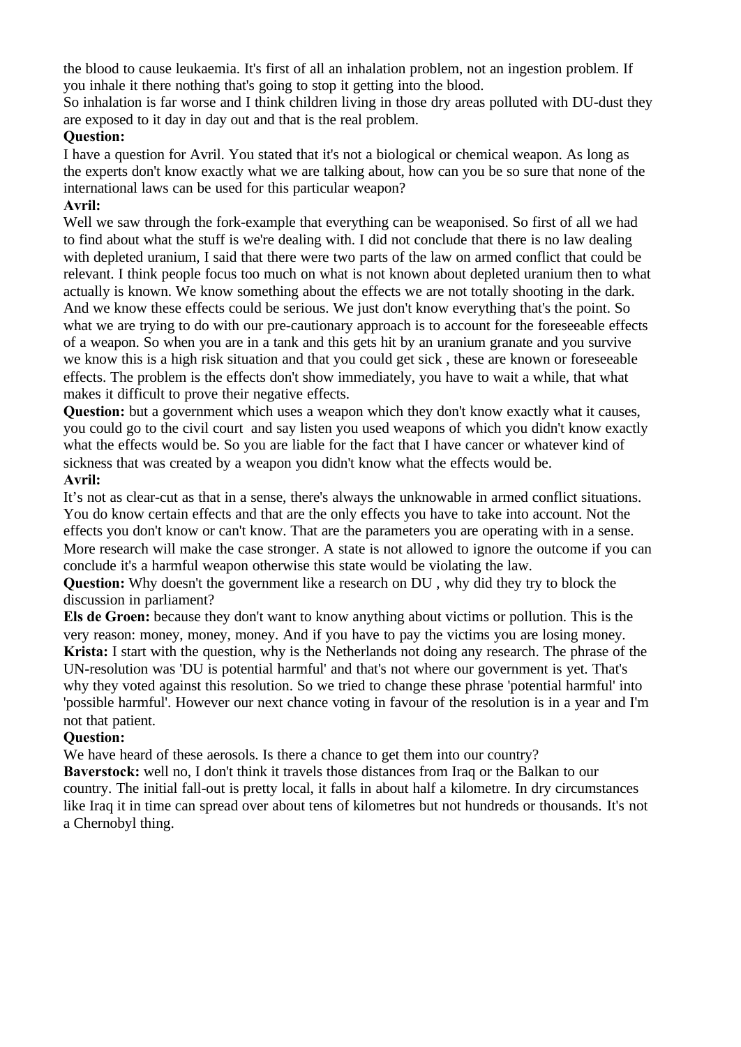the blood to cause leukaemia. It's first of all an inhalation problem, not an ingestion problem. If you inhale it there nothing that's going to stop it getting into the blood.
So inhalation is far worse and I think children living in those dry areas polluted with DU-dust they are exposed to it day in day out and that is the real problem.

**Question:**
I have a question for Avril. You stated that it's not a biological or chemical weapon. As long as the experts don't know exactly what we are talking about, how can you be so sure that none of the international laws can be used for this particular weapon?

**Avril:**
Well we saw through the fork-example that everything can be weaponised. So first of all we had to find about what the stuff is we're dealing with. I did not conclude that there is no law dealing with depleted uranium, I said that there were two parts of the law on armed conflict that could be relevant. I think people focus too much on what is not known about depleted uranium then to what actually is known. We know something about the effects we are not totally shooting in the dark. And we know these effects could be serious. We just don't know everything that's the point. So what we are trying to do with our pre-cautionary approach is to account for the foreseeable effects of a weapon. So when you are in a tank and this gets hit by an uranium granate and you survive we know this is a high risk situation and that you could get sick , these are known or foreseeable effects. The problem is the effects don't show immediately, you have to wait a while, that what makes it difficult to prove their negative effects.

**Question:** but a government which uses a weapon which they don't know exactly what it causes, you could go to the civil court and say listen you used weapons of which you didn't know exactly what the effects would be. So you are liable for the fact that I have cancer or whatever kind of sickness that was created by a weapon you didn't know what the effects would be.

**Avril:**
It's not as clear-cut as that in a sense, there's always the unknowable in armed conflict situations. You do know certain effects and that are the only effects you have to take into account. Not the effects you don't know or can't know. That are the parameters you are operating with in a sense. More research will make the case stronger. A state is not allowed to ignore the outcome if you can conclude it's a harmful weapon otherwise this state would be violating the law.

**Question:** Why doesn't the government like a research on DU , why did they try to block the discussion in parliament?

**Els de Groen:** because they don't want to know anything about victims or pollution. This is the very reason: money, money, money. And if you have to pay the victims you are losing money.

**Krista:** I start with the question, why is the Netherlands not doing any research. The phrase of the UN-resolution was 'DU is potential harmful' and that's not where our government is yet. That's why they voted against this resolution. So we tried to change these phrase 'potential harmful' into 'possible harmful'. However our next chance voting in favour of the resolution is in a year and I'm not that patient.

**Question:**
We have heard of these aerosols. Is there a chance to get them into our country?

**Baverstock:** well no, I don't think it travels those distances from Iraq or the Balkan to our country. The initial fall-out is pretty local, it falls in about half a kilometre. In dry circumstances like Iraq it in time can spread over about tens of kilometres but not hundreds or thousands. It's not a Chernobyl thing.